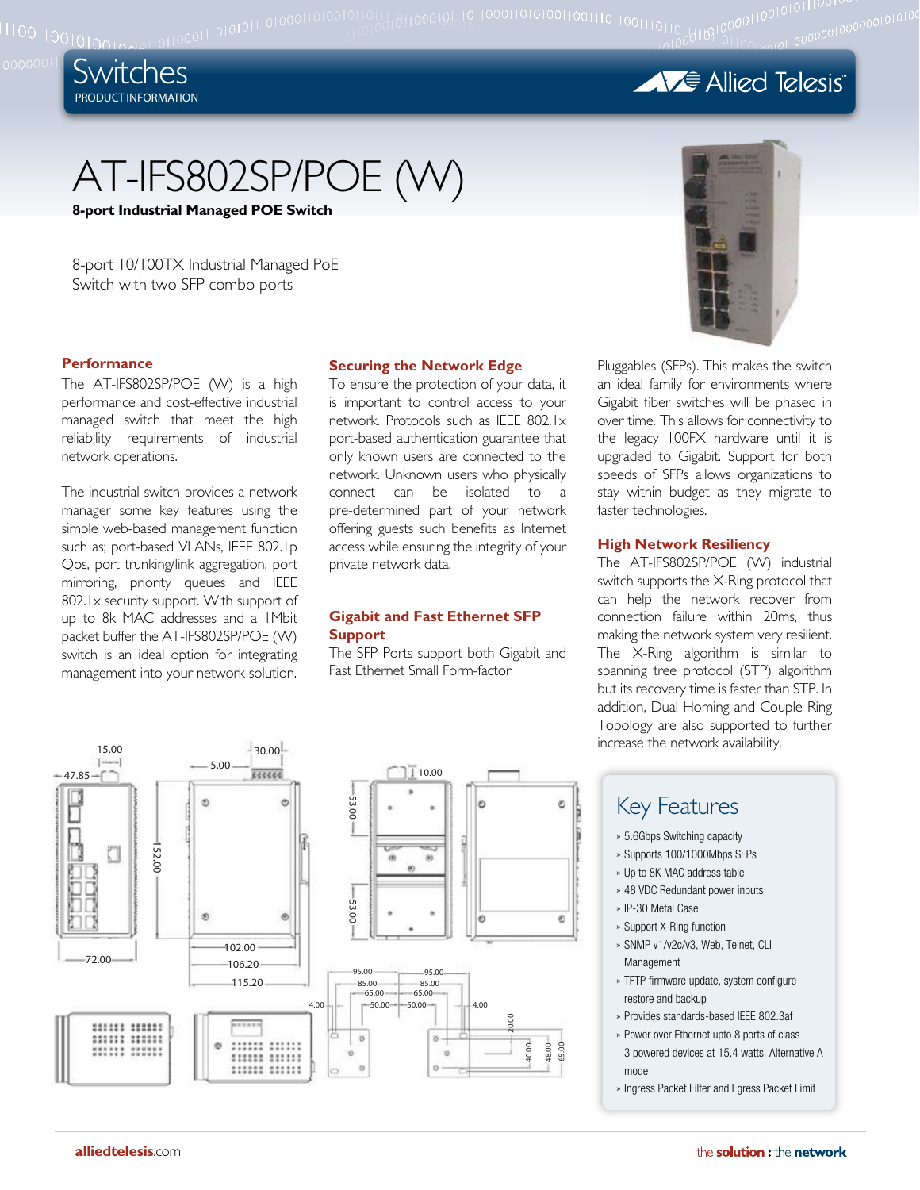# AT-IFS802SP/POE (W)

**8-port Industrial Managed POE Switch**

8-port 10/100TX Industrial Managed PoE Switch with two SFP combo ports

## Performance

The AT-IFS802SP/POE (W) is a high performance and cost-effective industrial managed switch that meet the high reliability requirements of industrial network operations.

The industrial switch provides a network manager some key features using the simple web-based management function such as; port-based VLANs, IEEE 802.1p Qos, port trunking/link aggregation, port mirroring, priority queues and IEEE 802.1x security support. With support of up to 8k MAC addresses and a 1Mbit packet buffer the AT-IFS802SP/POE (W) switch is an ideal option for integrating management into your network solution.

## Securing the Network Edge

To ensure the protection of your data, it is important to control access to your network. Protocols such as IEEE 802.1x port-based authentication guarantee that only known users are connected to the network. Unknown users who physically connect can be isolated to a pre-determined part of your network offering guests such benefits as Internet access while ensuring the integrity of your private network data.

## Gigabit and Fast Ethernet SFP Support

The SFP Ports support both Gigabit and Fast Ethernet Small Form-factor Pluggables (SFPs). This makes the switch an ideal family for environments where Gigabit fiber switches will be phased in over time. This allows for connectivity to the legacy 100FX hardware until it is upgraded to Gigabit. Support for both speeds of SFPs allows organizations to stay within budget as they migrate to faster technologies.

## High Network Resiliency

The AT-IFS802SP/POE (W) industrial switch supports the X-Ring protocol that can help the network recover from connection failure within 20ms, thus making the network system very resilient. The X-Ring algorithm is similar to spanning tree protocol (STP) algorithm but its recovery time is faster than STP. In addition, Dual Homing and Couple Ring Topology are also supported to further increase the network availability.

## Key Features

- 5.6Gbps Switching capacity
- Supports 100/1000Mbps SFPs
- Up to 8K MAC address table
- 48 VDC Redundant power inputs
- IP-30 Metal Case
- Support X-Ring function
- SNMP v1/v2c/v3, Web, Telnet, CLI Management
- TFTP firmware update, system configure restore and backup
- Provides standards-based IEEE 802.3af
- Power over Ethernet upto 8 ports of class 3 powered devices at 15.4 watts. Alternative A mode
- Ingress Packet Filter and Egress Packet Limit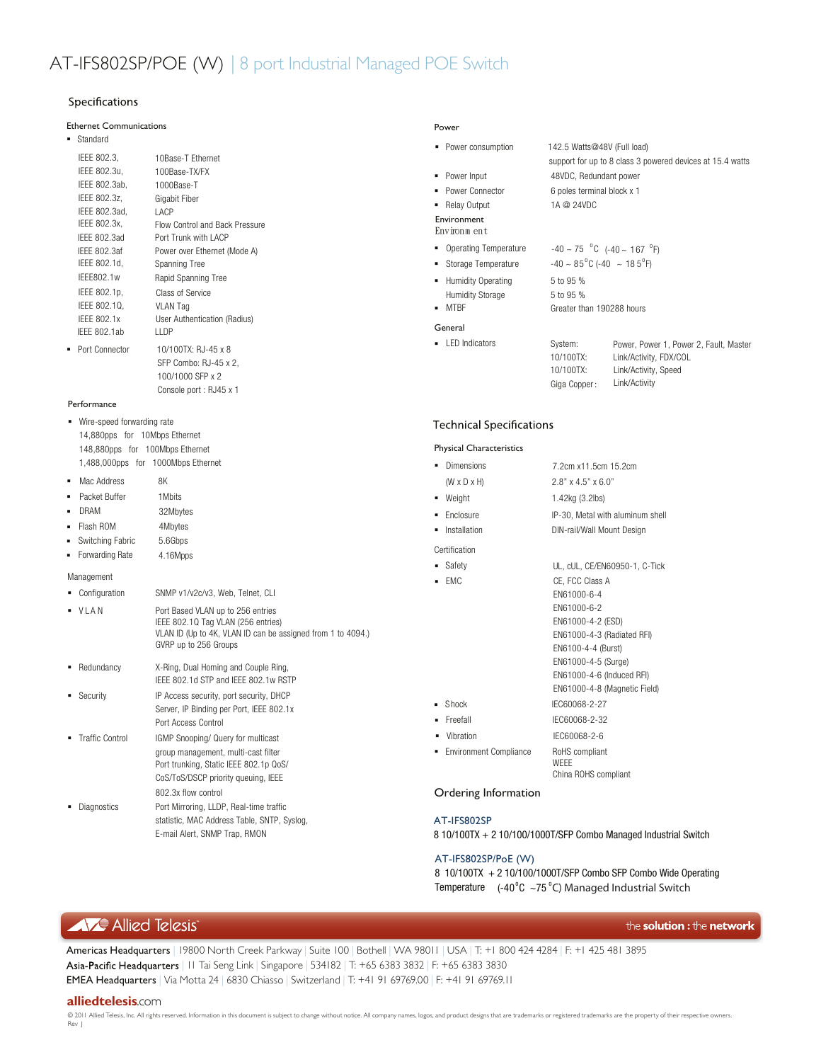# AT-IFS802SP/POE (W) | 8 port Industrial Managed POE Switch

## Specifications

### Ethernet Communications

- Standard

| | |
|---|---|
| IEEE 802.3, | 10Base-T Ethernet |
| IEEE 802.3u, | 100Base-TX/FX |
| IEEE 802.3ab, | 1000Base-T |
| IEEE 802.3z, | Gigabit Fiber |
| IEEE 802.3ad, | LACP |
| IEEE 802.3x, | Flow Control and Back Pressure |
| IEEE 802.3ad | Port Trunk with LACP |
| IEEE 802.3af | Power over Ethernet (Mode A) |
| IEEE 802.1d, | Spanning Tree |
| IEEE802.1w | Rapid Spanning Tree |
| IEEE 802.1p, | Class of Service |
| IEEE 802.1Q, | VLAN Tag |
| IEEE 802.1x | User Authentication (Radius) |
| IEEE 802.1ab | LLDP |

- Port Connector: 10/100TX: RJ-45 x 8
  SFP Combo: RJ-45 x 2,
  100/1000 SFP x 2
  Console port : RJ45 x 1

### Performance

- Wire-speed forwarding rate
  14,880pps for 10Mbps Ethernet
  148,880pps for 100Mbps Ethernet
  1,488,000pps for 1000Mbps Ethernet
- Mac Address: 8K
- Packet Buffer: 1Mbits
- DRAM: 32Mbytes
- Flash ROM: 4Mbytes
- Switching Fabric: 5.6Gbps
- Forwarding Rate: 4.16Mpps

### Management

- Configuration: SNMP v1/v2c/v3, Web, Telnet, CLI
- VLAN: Port Based VLAN up to 256 entries
  IEEE 802.1Q Tag VLAN (256 entries)
  VLAN ID (Up to 4K, VLAN ID can be assigned from 1 to 4094.)
  GVRP up to 256 Groups
- Redundancy: X-Ring, Dual Homing and Couple Ring,
  IEEE 802.1d STP and IEEE 802.1w RSTP
- Security: IP Access security, port security, DHCP Server, IP Binding per Port, IEEE 802.1x Port Access Control
- Traffic Control: IGMP Snooping/ Query for multicast group management, multi-cast filter
  Port trunking, Static IEEE 802.1p QoS/ CoS/ToS/DSCP priority queuing, IEEE 802.3x flow control
- Diagnostics: Port Mirroring, LLDP, Real-time traffic statistic, MAC Address Table, SNTP, Syslog, E-mail Alert, SNMP Trap, RMON

### Power

- Power consumption: 142.5 Watts@48V (Full load)
  support for up to 8 class 3 powered devices at 15.4 watts
- Power Input: 48VDC, Redundant power
- Power Connector: 6 poles terminal block x 1
- Relay Output: 1A @ 24VDC

### Environment

- Operating Temperature: -40 ~ 75 °C (-40 ~ 167 °F)
- Storage Temperature: -40 ~ 85°C (-40 ~ 185°F)
- Humidity Operating: 5 to 95 %
  Humidity Storage: 5 to 95 %
- MTBF: Greater than 190288 hours

### General

- LED Indicators

| | |
|---|---|
| System: | Power, Power 1, Power 2, Fault, Master |
| 10/100TX: | Link/Activity, FDX/COL |
| 10/100TX: | Link/Activity, Speed |
| Giga Copper: | Link/Activity |

## Technical Specifications

### Physical Characteristics

- Dimensions (W x D x H): 7.2cm x11.5cm 15.2cm
  2.8" x 4.5" x 6.0"
- Weight: 1.42kg (3.2lbs)
- Enclosure: IP-30, Metal with aluminum shell
- Installation: DIN-rail/Wall Mount Design

### Certification

- Safety: UL, cUL, CE/EN60950-1, C-Tick
- EMC: CE, FCC Class A
  EN61000-6-4
  EN61000-6-2
  EN61000-4-2 (ESD)
  EN61000-4-3 (Radiated RFI)
  EN6100-4-4 (Burst)
  EN61000-4-5 (Surge)
  EN61000-4-6 (Induced RFI)
  EN61000-4-8 (Magnetic Field)
- Shock: IEC60068-2-27
- Freefall: IEC60068-2-32
- Vibration: IEC60068-2-6
- Environment Compliance: RoHS compliant
  WEEE
  China ROHS compliant

## Ordering Information

**AT-IFS802SP**
8 10/100TX + 2 10/100/1000T/SFP Combo Managed Industrial Switch

**AT-IFS802SP/PoE (W)**
8 10/100TX + 2 10/100/1000T/SFP Combo SFP Combo Wide Operating Temperature (-40°C ~75°C) Managed Industrial Switch

Allied Telesis — the solution : the network

**Americas Headquarters** | 19800 North Creek Parkway | Suite 100 | Bothell | WA 98011 | USA | T: +1 800 424 4284 | F: +1 425 481 3895
**Asia-Pacific Headquarters** | 11 Tai Seng Link | Singapore | 534182 | T: +65 6383 3832 | F: +65 6383 3830
**EMEA Headquarters** | Via Motta 24 | 6830 Chiasso | Switzerland | T: +41 91 69769.00 | F: +41 91 69769.11

**alliedtelesis**.com

© 2011 Allied Telesis, Inc. All rights reserved. Information in this document is subject to change without notice. All company names, logos, and product designs that are trademarks or registered trademarks are the property of their respective owners.
Rev J